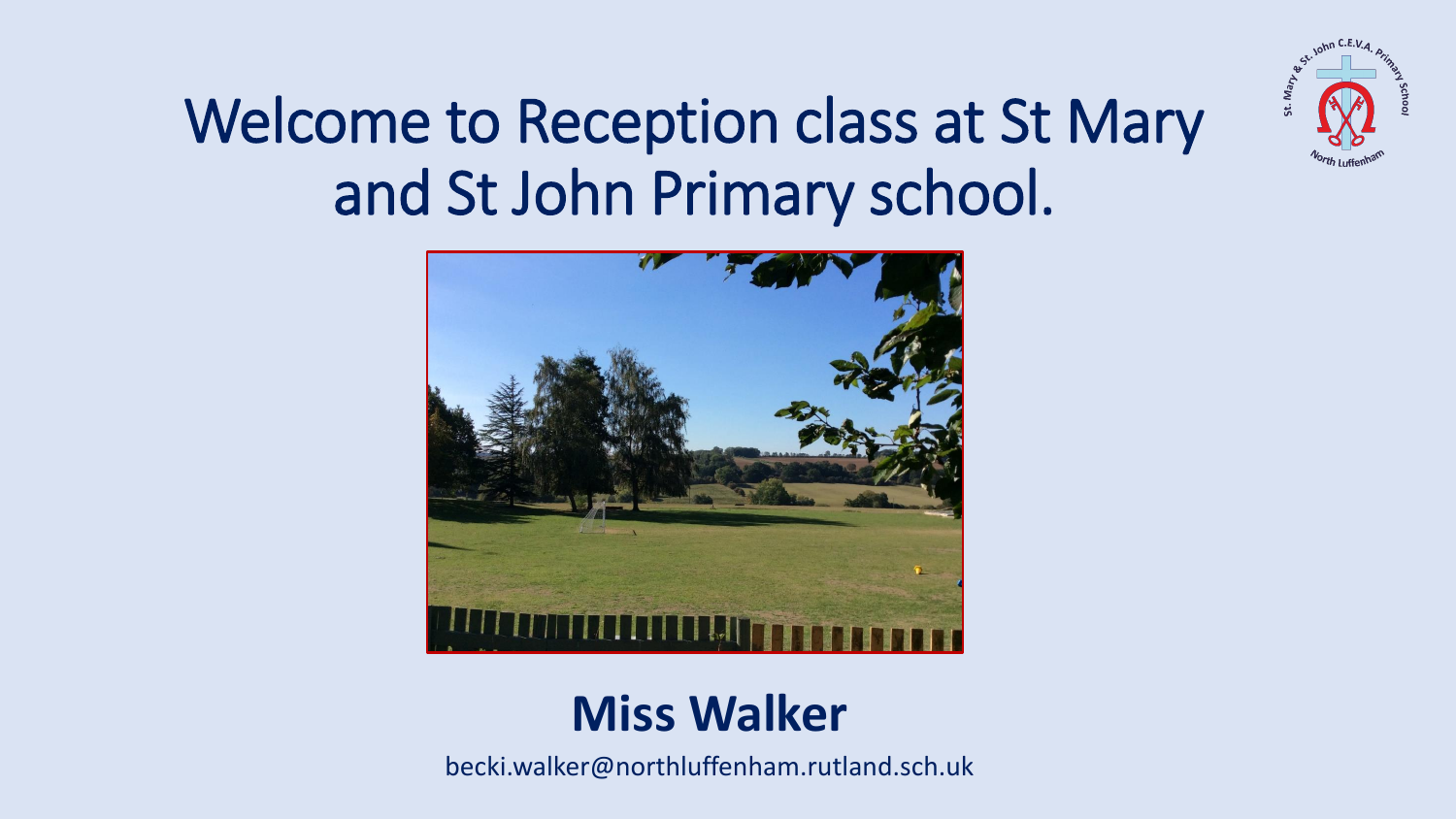# Welcome to Reception class at St Mary and St John Primary school.

**Miss Walker**

becki.walker@northluffenham.rutland.sch.uk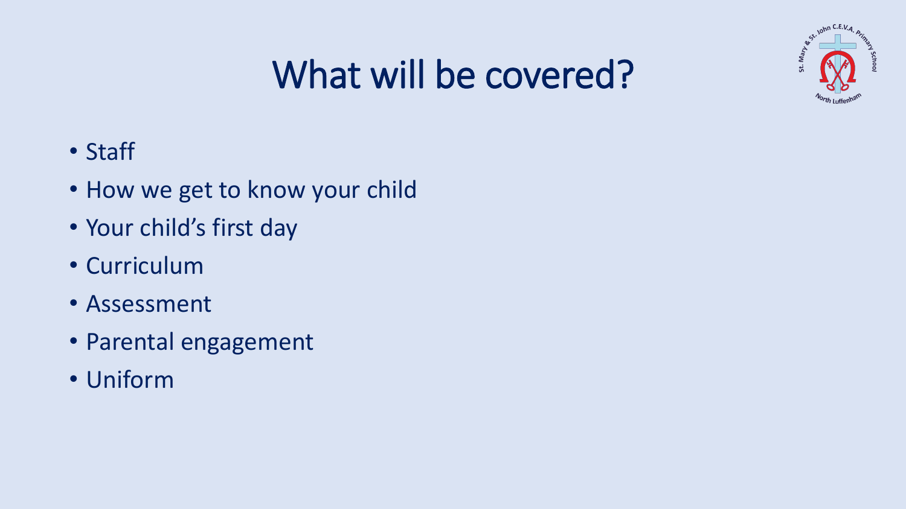# What will be covered?

- Staff
- How we get to know your child
- Your child's first day
- Curriculum
- Assessment
- Parental engagement
- Uniform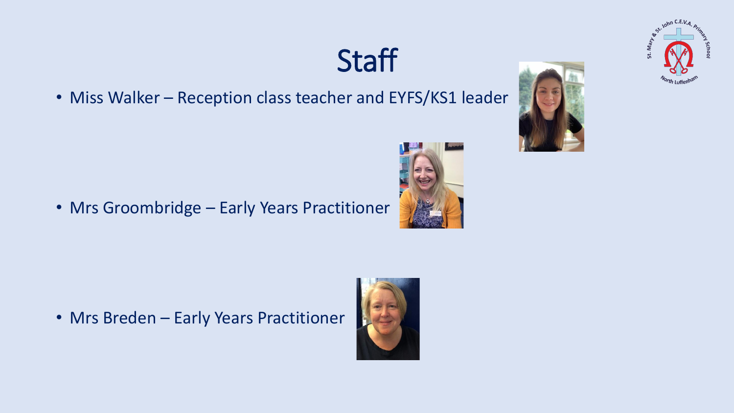# Staff

- Miss Walker – Reception class teacher and EYFS/KS1 leader
- Mrs Groombridge – Early Years Practitioner
- Mrs Breden – Early Years Practitioner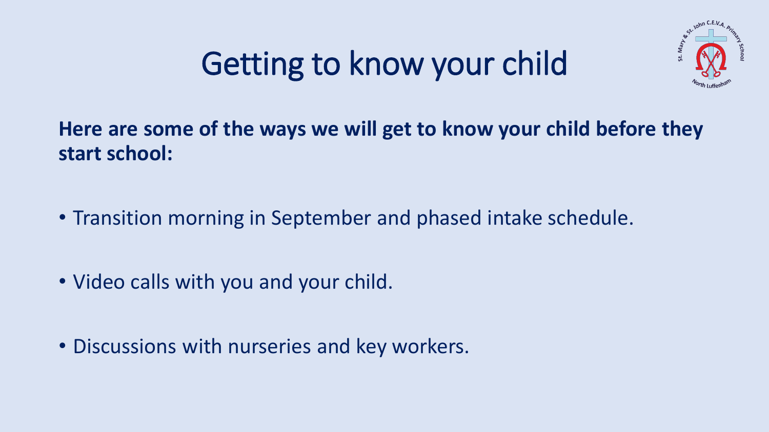# Getting to know your child

**Here are some of the ways we will get to know your child before they start school:**

- Transition morning in September and phased intake schedule.
- Video calls with you and your child.
- Discussions with nurseries and key workers.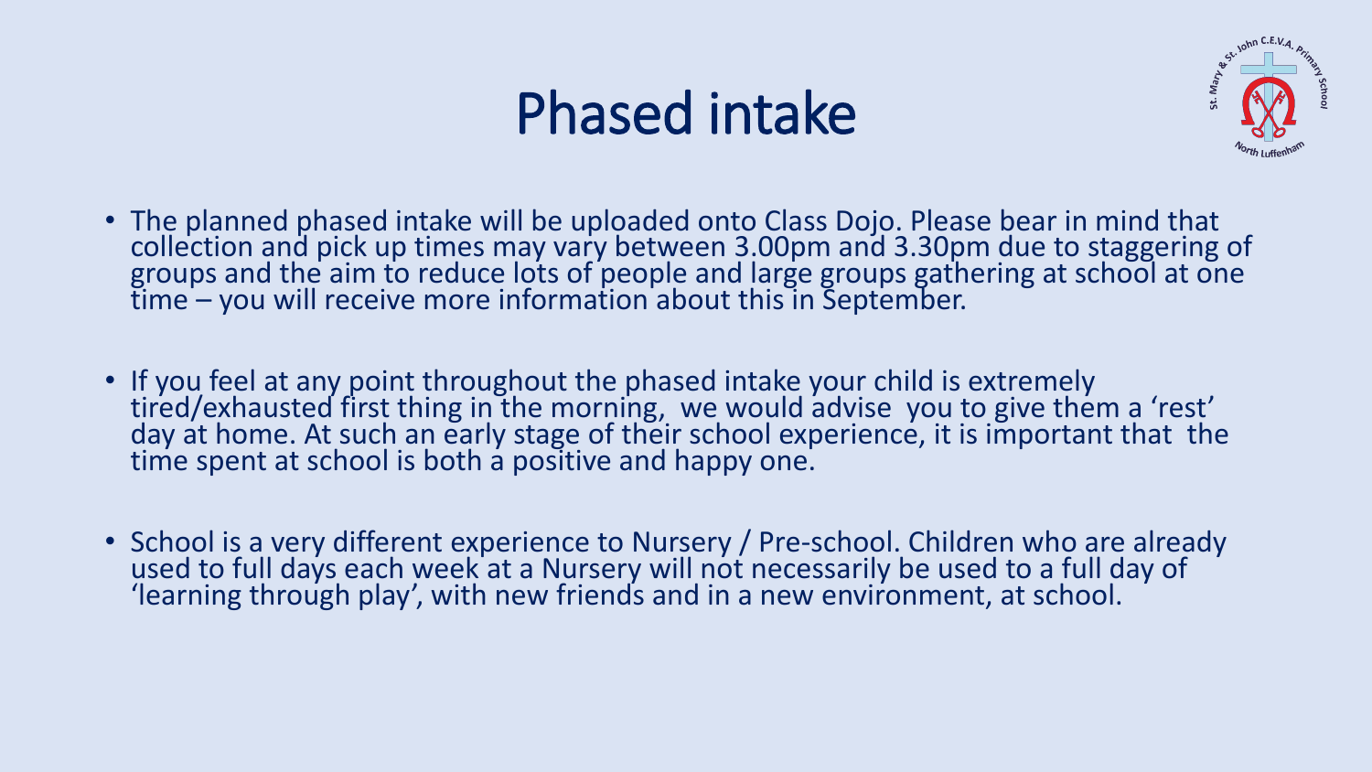# Phased intake

- The planned phased intake will be uploaded onto Class Dojo. Please bear in mind that collection and pick up times may vary between 3.00pm and 3.30pm due to staggering of groups and the aim to reduce lots of people and large groups gathering at school at one time – you will receive more information about this in September.

- If you feel at any point throughout the phased intake your child is extremely tired/exhausted first thing in the morning, we would advise you to give them a 'rest' day at home. At such an early stage of their school experience, it is important that the time spent at school is both a positive and happy one.

- School is a very different experience to Nursery / Pre-school. Children who are already used to full days each week at a Nursery will not necessarily be used to a full day of 'learning through play', with new friends and in a new environment, at school.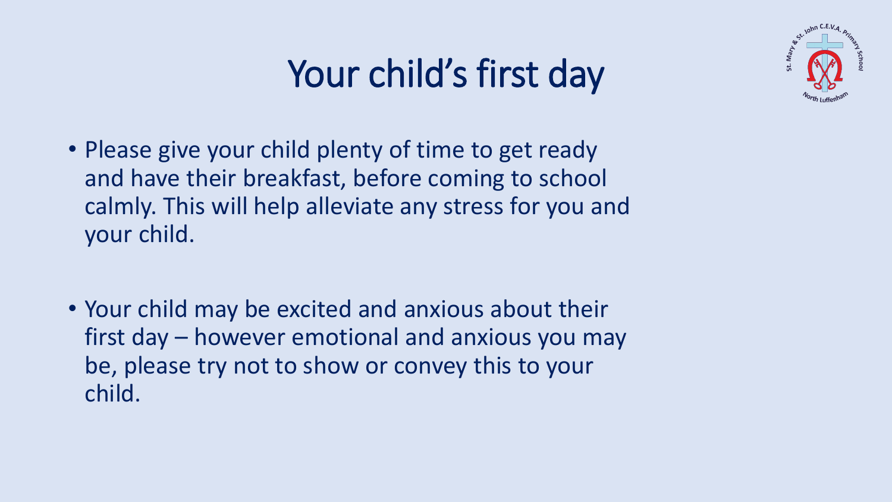# Your child's first day

- Please give your child plenty of time to get ready and have their breakfast, before coming to school calmly. This will help alleviate any stress for you and your child.

- Your child may be excited and anxious about their first day – however emotional and anxious you may be, please try not to show or convey this to your child.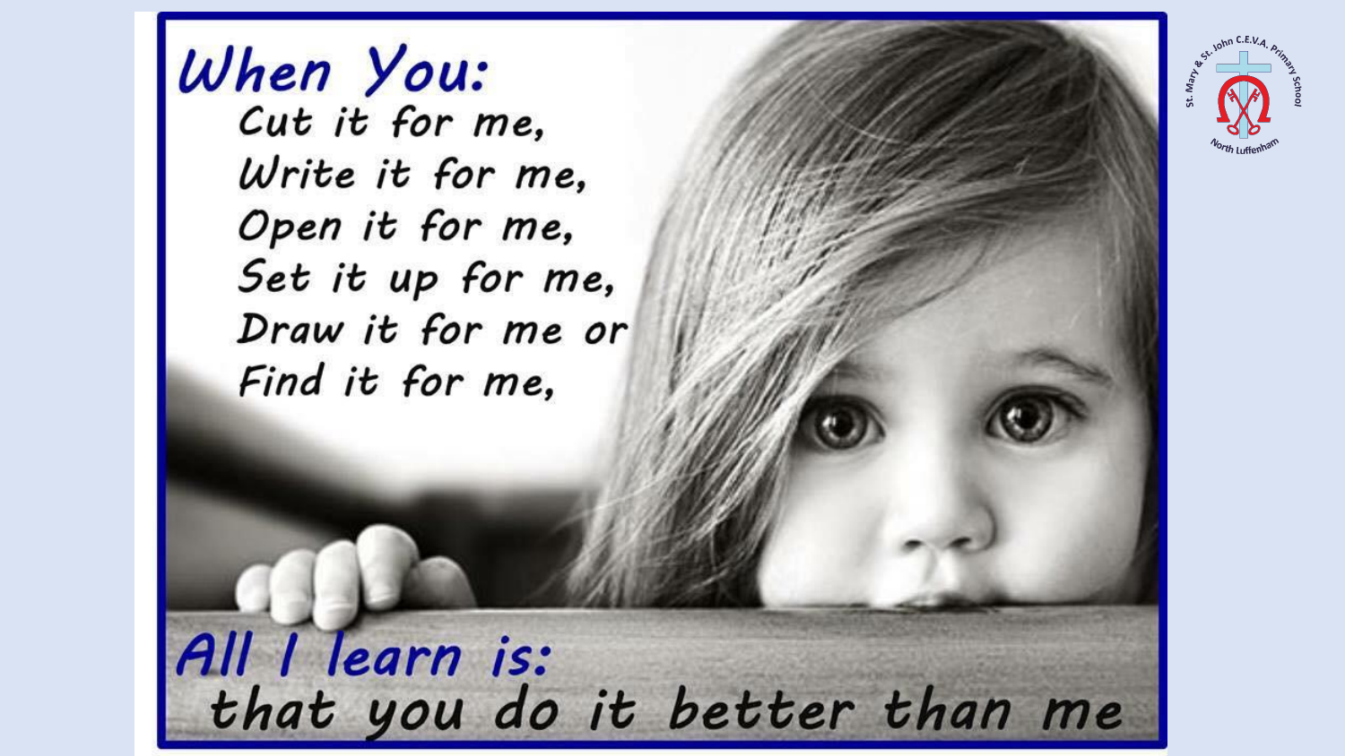**When You:**

Cut it for me,
Write it for me,
Open it for me,
Set it up for me,
Draw it for me or
Find it for me,

**All I learn is:**

that you do it better than me

St. Mary & St. John C.E.V.A. Primary School
North Luffenham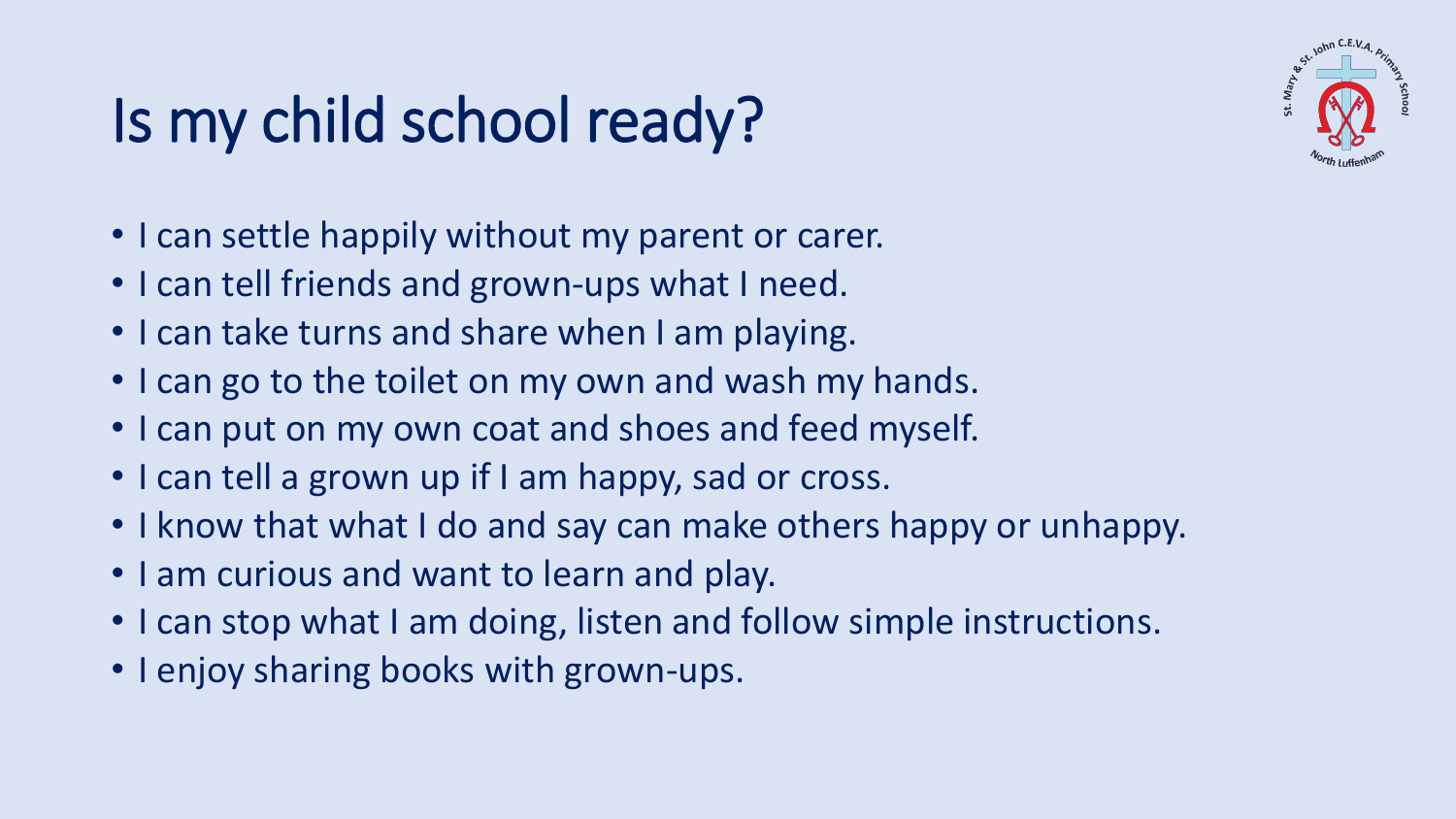# Is my child school ready?

- I can settle happily without my parent or carer.
- I can tell friends and grown-ups what I need.
- I can take turns and share when I am playing.
- I can go to the toilet on my own and wash my hands.
- I can put on my own coat and shoes and feed myself.
- I can tell a grown up if I am happy, sad or cross.
- I know that what I do and say can make others happy or unhappy.
- I am curious and want to learn and play.
- I can stop what I am doing, listen and follow simple instructions.
- I enjoy sharing books with grown-ups.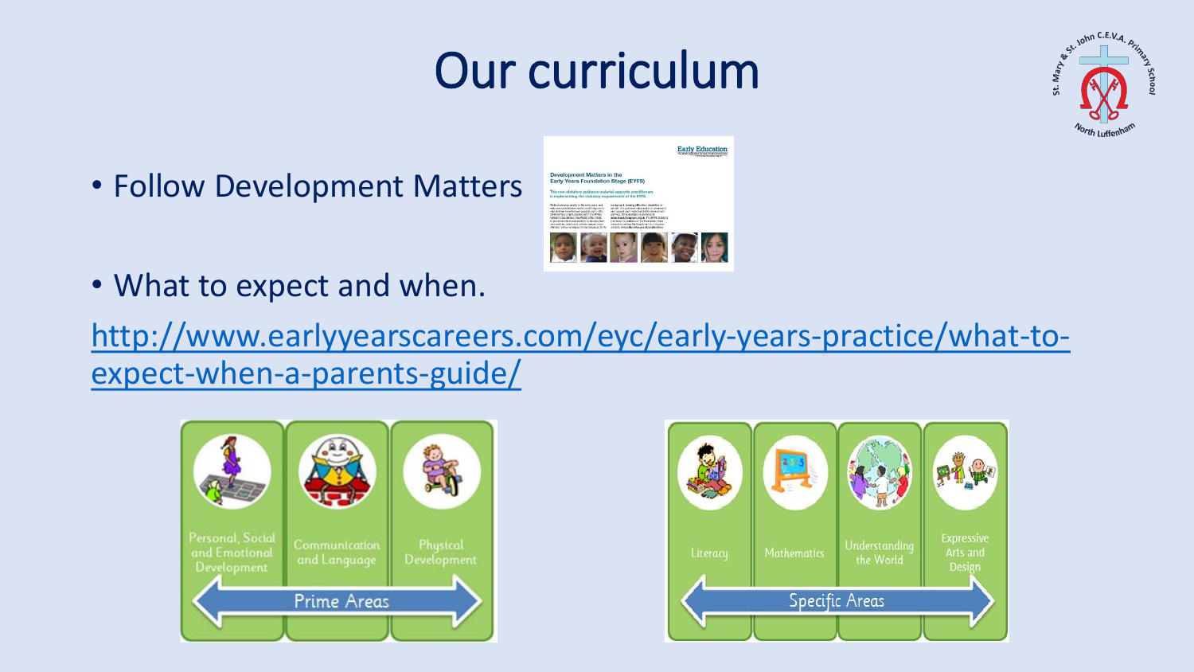# Our curriculum

- Follow Development Matters
- What to expect and when.

http://www.earlyyearscareers.com/eyc/early-years-practice/what-to-expect-when-a-parents-guide/

Personal, Social and Emotional Development | Communication and Language | Physical Development

Prime Areas

Literacy | Mathematics | Understanding the World | Expressive Arts and Design

Specific Areas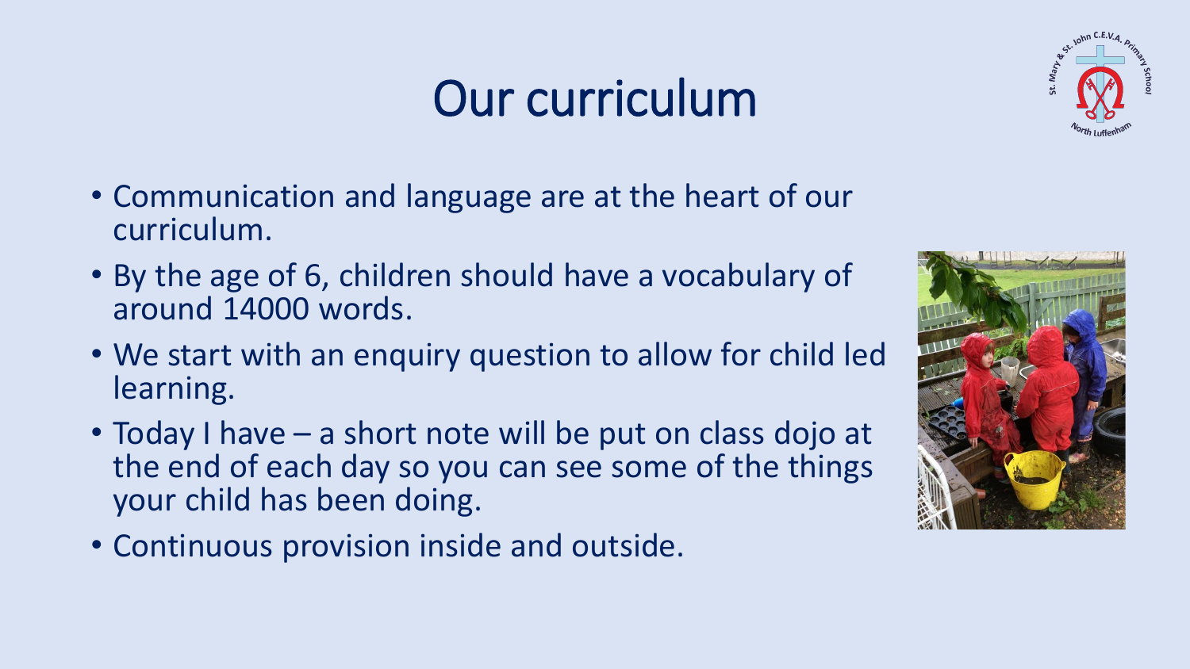# Our curriculum

- Communication and language are at the heart of our curriculum.
- By the age of 6, children should have a vocabulary of around 14000 words.
- We start with an enquiry question to allow for child led learning.
- Today I have – a short note will be put on class dojo at the end of each day so you can see some of the things your child has been doing.
- Continuous provision inside and outside.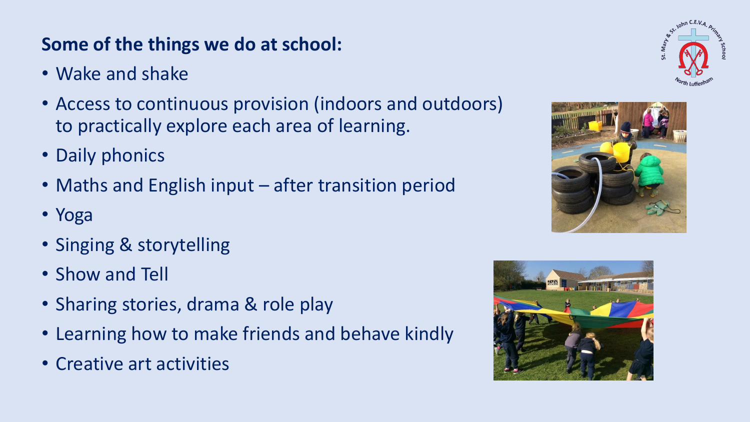**Some of the things we do at school:**

- Wake and shake
- Access to continuous provision (indoors and outdoors) to practically explore each area of learning.
- Daily phonics
- Maths and English input – after transition period
- Yoga
- Singing & storytelling
- Show and Tell
- Sharing stories, drama & role play
- Learning how to make friends and behave kindly
- Creative art activities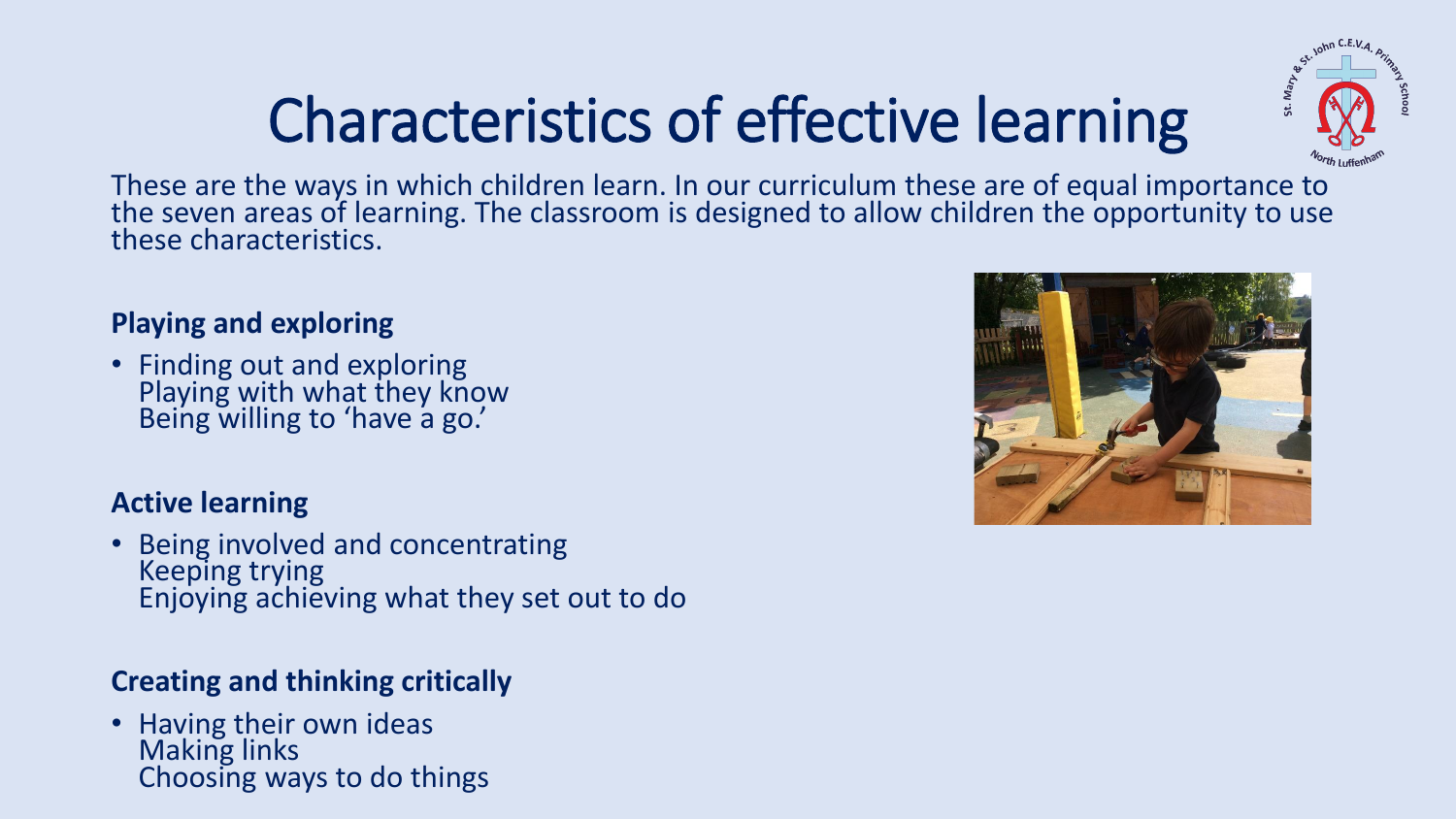# Characteristics of effective learning

These are the ways in which children learn. In our curriculum these are of equal importance to the seven areas of learning. The classroom is designed to allow children the opportunity to use these characteristics.

**Playing and exploring**

- Finding out and exploring
  Playing with what they know
  Being willing to 'have a go.'

**Active learning**

- Being involved and concentrating
  Keeping trying
  Enjoying achieving what they set out to do

**Creating and thinking critically**

- Having their own ideas
  Making links
  Choosing ways to do things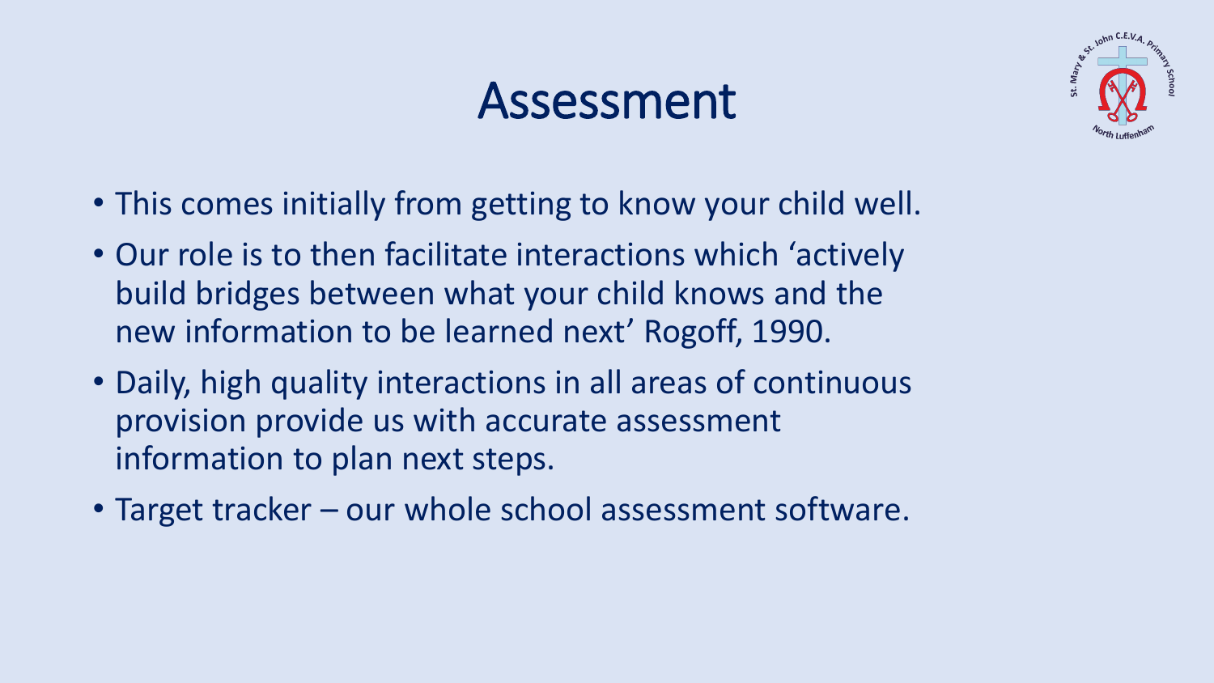# Assessment

- This comes initially from getting to know your child well.
- Our role is to then facilitate interactions which 'actively build bridges between what your child knows and the new information to be learned next' Rogoff, 1990.
- Daily, high quality interactions in all areas of continuous provision provide us with accurate assessment information to plan next steps.
- Target tracker – our whole school assessment software.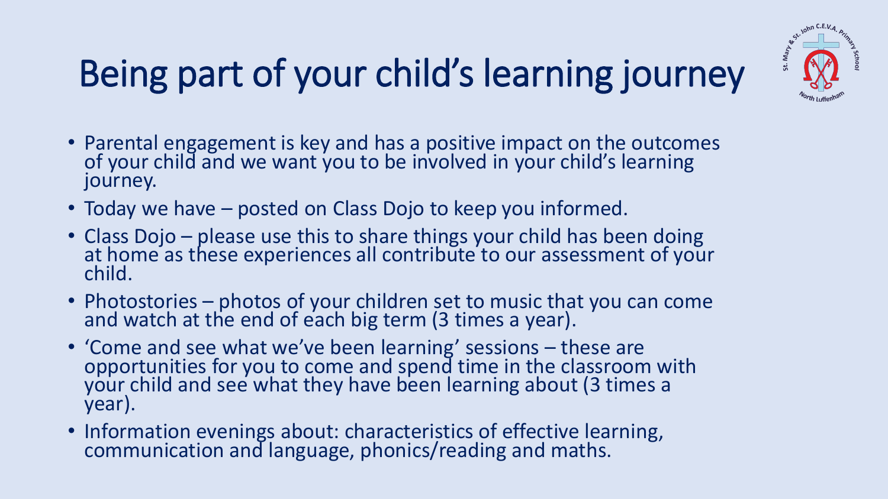# Being part of your child's learning journey

- Parental engagement is key and has a positive impact on the outcomes of your child and we want you to be involved in your child's learning journey.
- Today we have – posted on Class Dojo to keep you informed.
- Class Dojo – please use this to share things your child has been doing at home as these experiences all contribute to our assessment of your child.
- Photostories – photos of your children set to music that you can come and watch at the end of each big term (3 times a year).
- 'Come and see what we've been learning' sessions – these are opportunities for you to come and spend time in the classroom with your child and see what they have been learning about (3 times a year).
- Information evenings about: characteristics of effective learning, communication and language, phonics/reading and maths.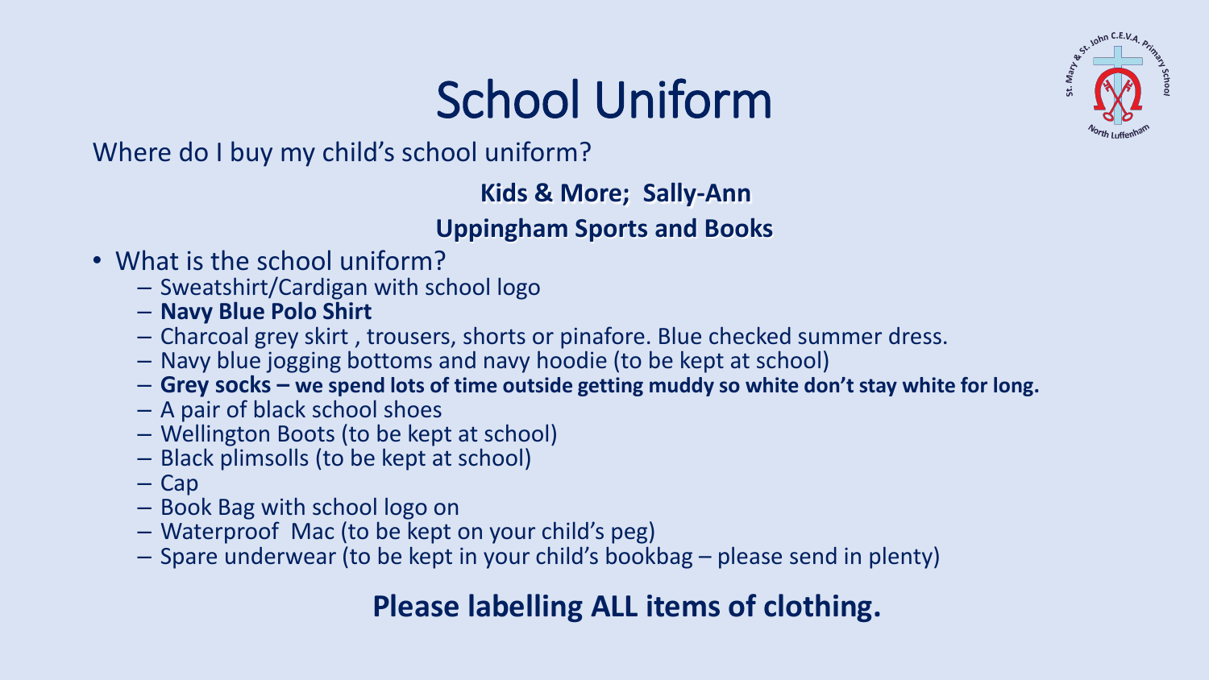# School Uniform

Where do I buy my child's school uniform?

**Kids & More; Sally-Ann**

**Uppingham Sports and Books**

- What is the school uniform?
  - Sweatshirt/Cardigan with school logo
  - **Navy Blue Polo Shirt**
  - Charcoal grey skirt , trousers, shorts or pinafore. Blue checked summer dress.
  - Navy blue jogging bottoms and navy hoodie (to be kept at school)
  - **Grey socks – we spend lots of time outside getting muddy so white don't stay white for long.**
  - A pair of black school shoes
  - Wellington Boots (to be kept at school)
  - Black plimsolls (to be kept at school)
  - Cap
  - Book Bag with school logo on
  - Waterproof Mac (to be kept on your child's peg)
  - Spare underwear (to be kept in your child's bookbag – please send in plenty)

**Please labelling ALL items of clothing.**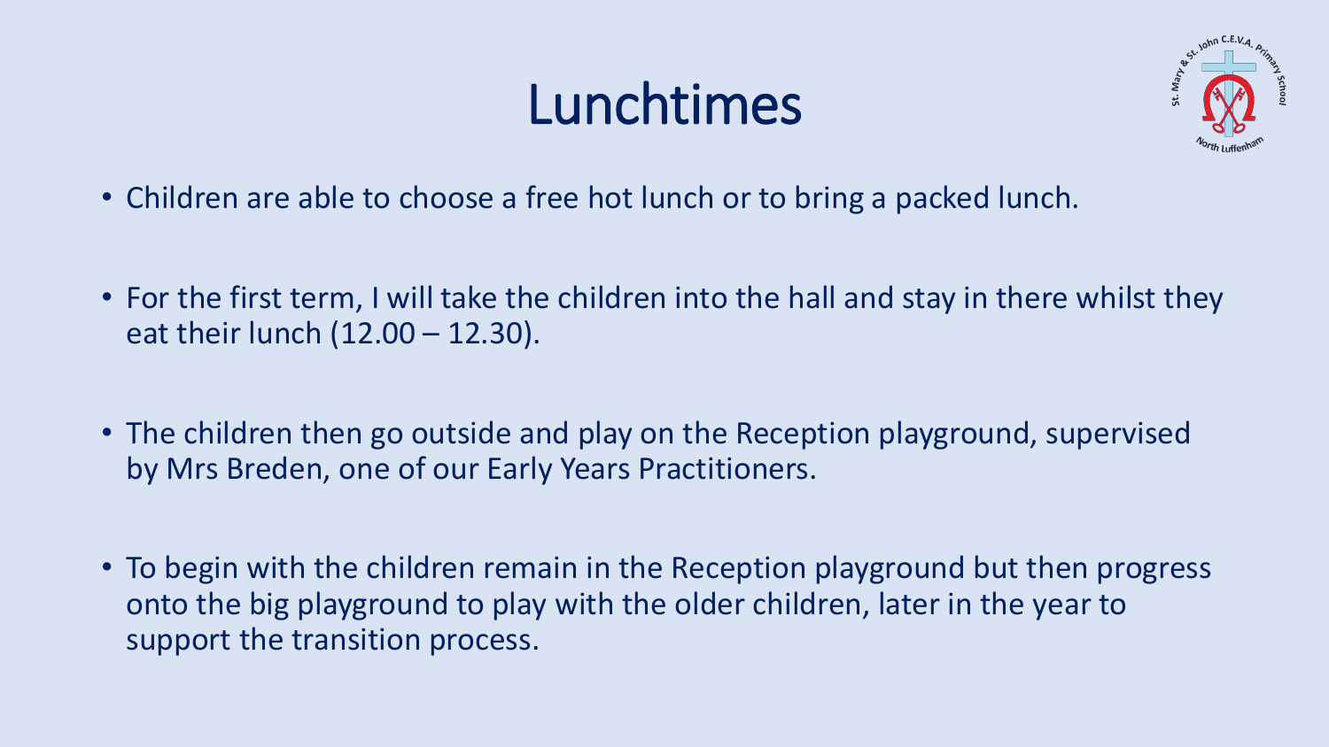# Lunchtimes

- Children are able to choose a free hot lunch or to bring a packed lunch.
- For the first term, I will take the children into the hall and stay in there whilst they eat their lunch (12.00 – 12.30).
- The children then go outside and play on the Reception playground, supervised by Mrs Breden, one of our Early Years Practitioners.
- To begin with the children remain in the Reception playground but then progress onto the big playground to play with the older children, later in the year to support the transition process.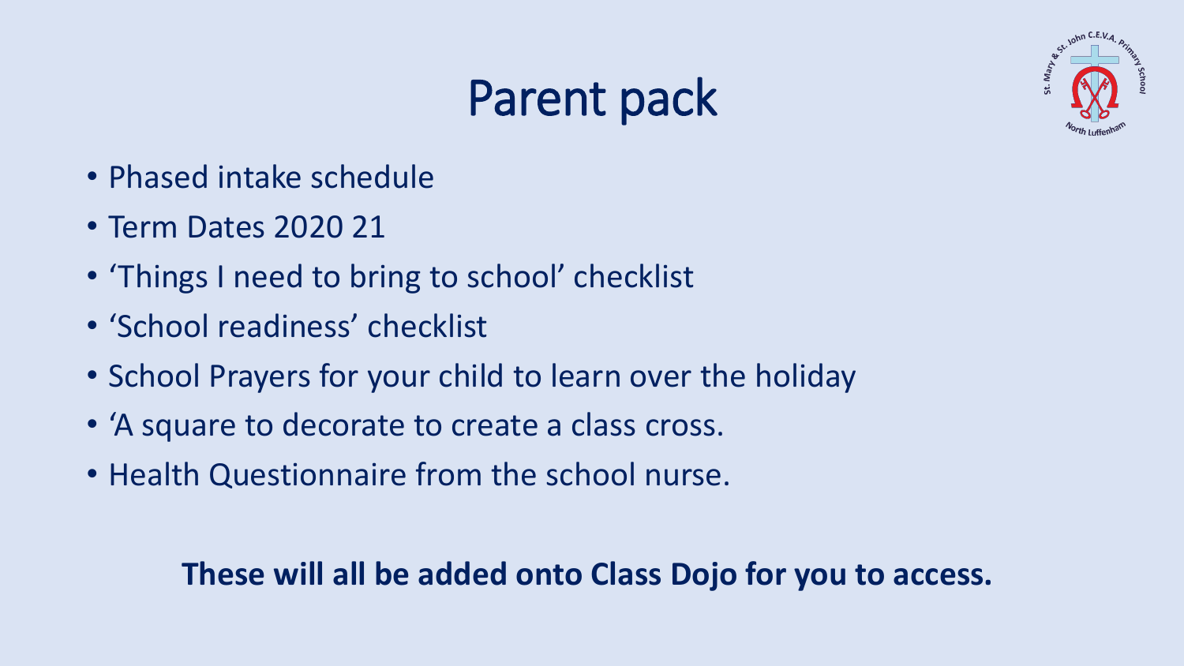# Parent pack

- Phased intake schedule
- Term Dates 2020 21
- 'Things I need to bring to school' checklist
- 'School readiness' checklist
- School Prayers for your child to learn over the holiday
- 'A square to decorate to create a class cross.
- Health Questionnaire from the school nurse.

**These will all be added onto Class Dojo for you to access.**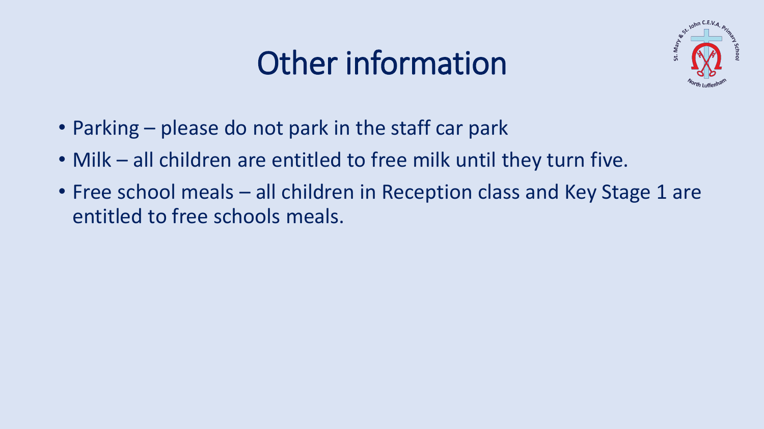# Other information

- Parking – please do not park in the staff car park
- Milk – all children are entitled to free milk until they turn five.
- Free school meals – all children in Reception class and Key Stage 1 are entitled to free schools meals.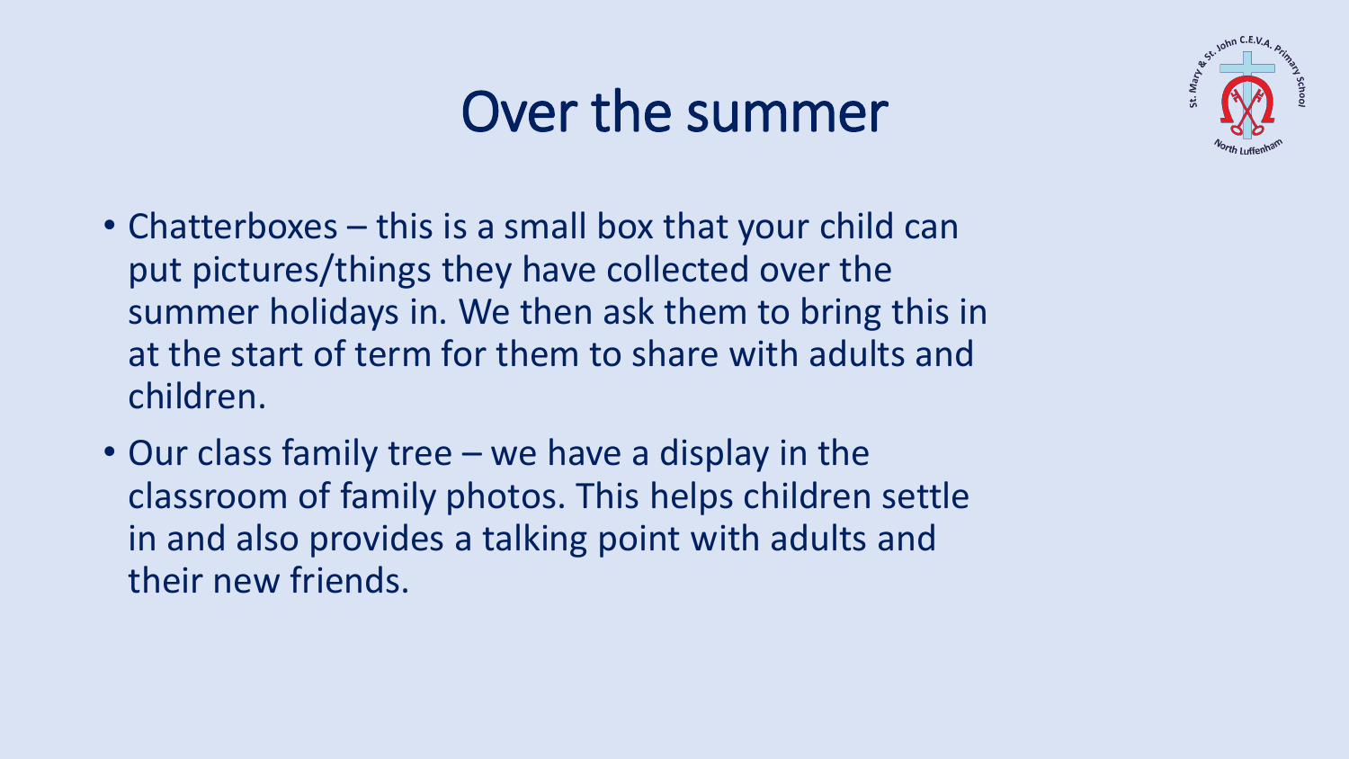# Over the summer

- Chatterboxes – this is a small box that your child can put pictures/things they have collected over the summer holidays in. We then ask them to bring this in at the start of term for them to share with adults and children.
- Our class family tree – we have a display in the classroom of family photos. This helps children settle in and also provides a talking point with adults and their new friends.